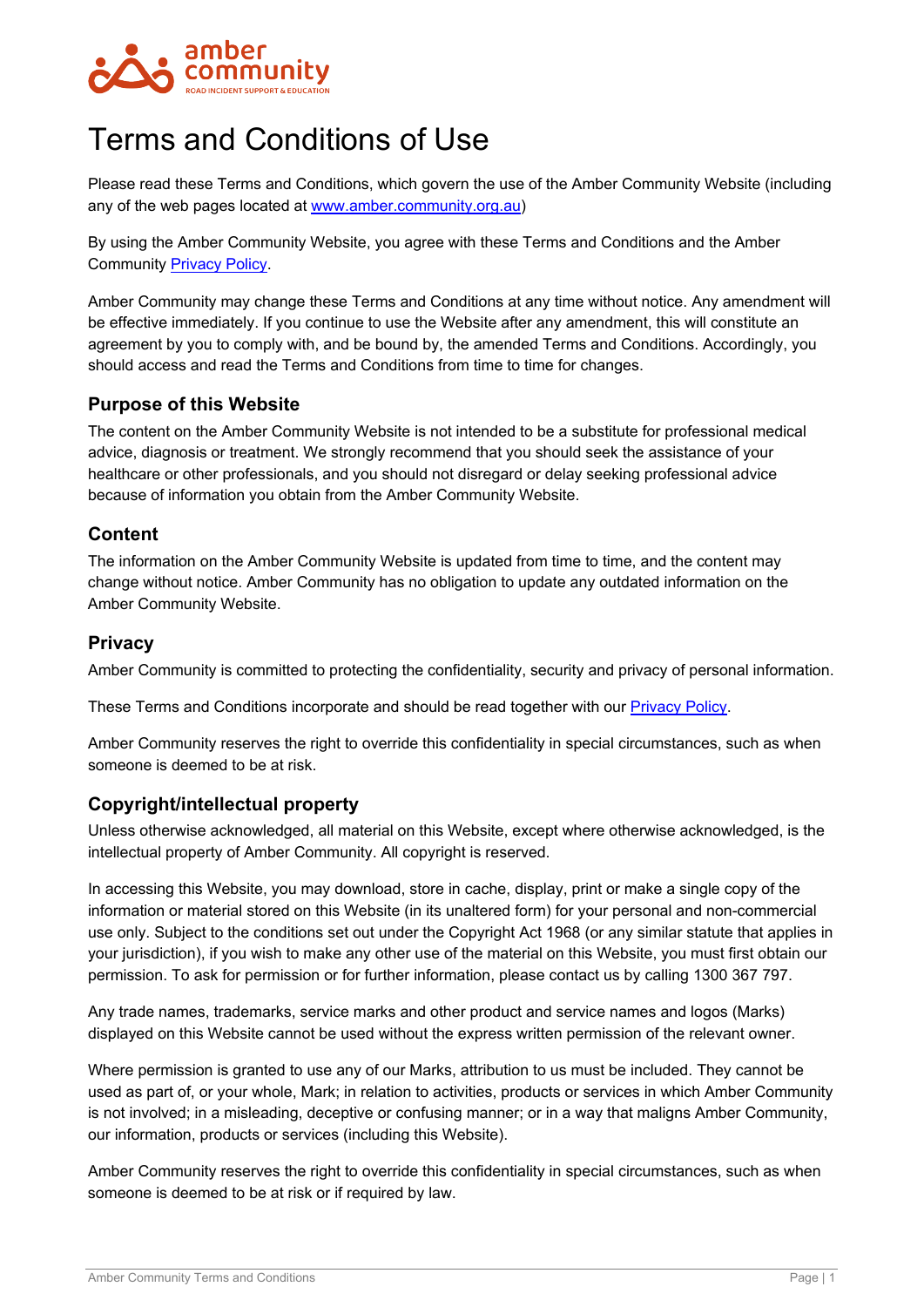# Terms and Conditions of Use

Please read these Terms and Conditions, which govern the use of the Amber Community Website (including any of the web pages located at www.amber.community.org.au)

By using the Amber Community Website, you agree with these Terms and Conditions and the Amber Community Privacy Policy.

Amber Community may change these Terms and Conditions at any time without notice. Any amendment will be effective immediately. If you continue to use the Website after any amendment, this will constitute an agreement by you to comply with, and be bound by, the amended Terms and Conditions. Accordingly, you should access and read the Terms and Conditions from time to time for changes.

## Purpose of this Website

The content on the Amber Community Website is not intended to be a substitute for professional medical advice, diagnosis or treatment. We strongly recommend that you should seek the assistance of your healthcare or other professionals, and you should not disregard or delay seeking professional advice because of information you obtain from the Amber Community Website.

## Content

The information on the Amber Community Website is updated from time to time, and the content may change without notice. Amber Community has no obligation to update any outdated information on the Amber Community Website.

## Privacy

Amber Community is committed to protecting the confidentiality, security and privacy of personal information.

These Terms and Conditions incorporate and should be read together with our Privacy Policy.

Amber Community reserves the right to override this confidentiality in special circumstances, such as when someone is deemed to be at risk.

## Copyright/intellectual property

Unless otherwise acknowledged, all material on this Website, except where otherwise acknowledged, is the intellectual property of Amber Community. All copyright is reserved.

In accessing this Website, you may download, store in cache, display, print or make a single copy of the information or material stored on this Website (in its unaltered form) for your personal and non-commercial use only. Subject to the conditions set out under the Copyright Act 1968 (or any similar statute that applies in your jurisdiction), if you wish to make any other use of the material on this Website, you must first obtain our permission. To ask for permission or for further information, please contact us by calling 1300 367 797.

Any trade names, trademarks, service marks and other product and service names and logos (Marks) displayed on this Website cannot be used without the express written permission of the relevant owner.

Where permission is granted to use any of our Marks, attribution to us must be included. They cannot be used as part of, or your whole, Mark; in relation to activities, products or services in which Amber Community is not involved; in a misleading, deceptive or confusing manner; or in a way that maligns Amber Community, our information, products or services (including this Website).

Amber Community reserves the right to override this confidentiality in special circumstances, such as when someone is deemed to be at risk or if required by law.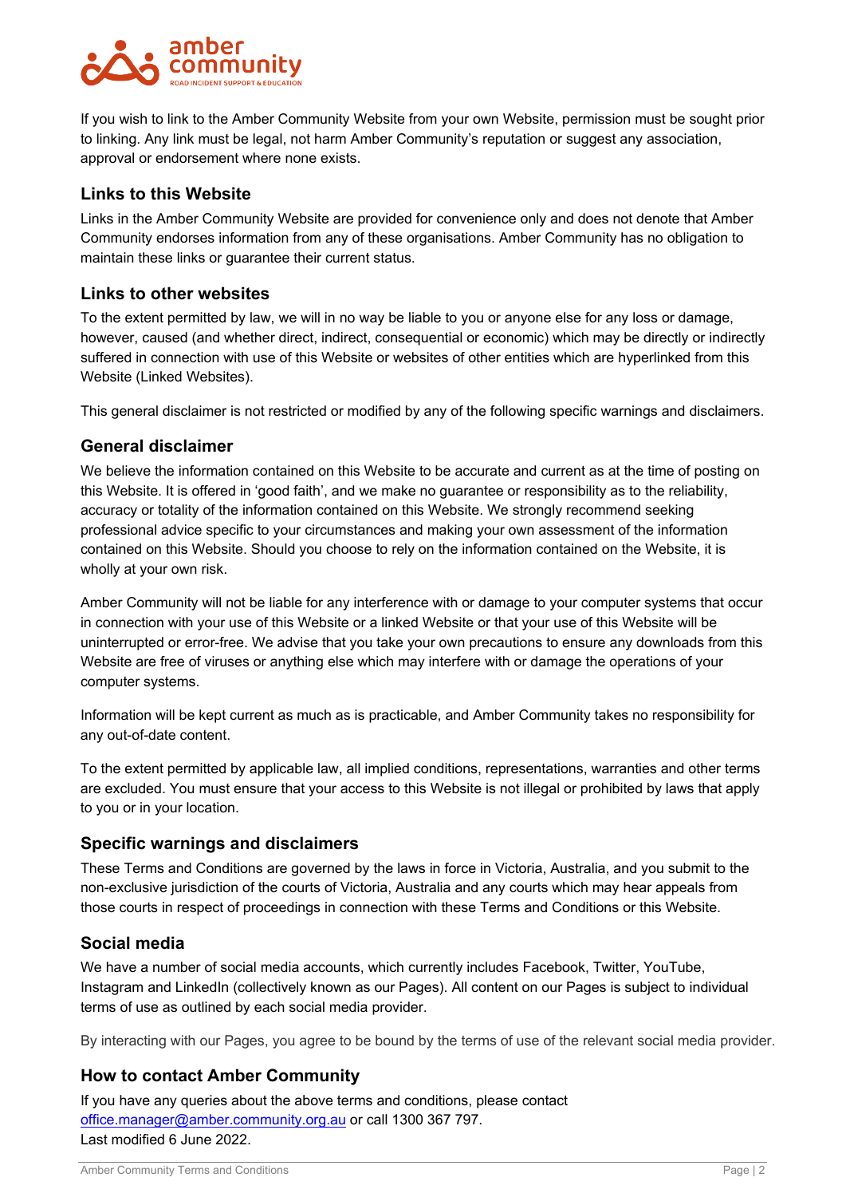If you wish to link to the Amber Community Website from your own Website, permission must be sought prior to linking. Any link must be legal, not harm Amber Community's reputation or suggest any association, approval or endorsement where none exists.

### Links to this Website

Links in the Amber Community Website are provided for convenience only and does not denote that Amber Community endorses information from any of these organisations. Amber Community has no obligation to maintain these links or guarantee their current status.

### Links to other websites

To the extent permitted by law, we will in no way be liable to you or anyone else for any loss or damage, however, caused (and whether direct, indirect, consequential or economic) which may be directly or indirectly suffered in connection with use of this Website or websites of other entities which are hyperlinked from this Website (Linked Websites).

This general disclaimer is not restricted or modified by any of the following specific warnings and disclaimers.

### General disclaimer

We believe the information contained on this Website to be accurate and current as at the time of posting on this Website. It is offered in 'good faith', and we make no guarantee or responsibility as to the reliability, accuracy or totality of the information contained on this Website. We strongly recommend seeking professional advice specific to your circumstances and making your own assessment of the information contained on this Website. Should you choose to rely on the information contained on the Website, it is wholly at your own risk.

Amber Community will not be liable for any interference with or damage to your computer systems that occur in connection with your use of this Website or a linked Website or that your use of this Website will be uninterrupted or error-free. We advise that you take your own precautions to ensure any downloads from this Website are free of viruses or anything else which may interfere with or damage the operations of your computer systems.

Information will be kept current as much as is practicable, and Amber Community takes no responsibility for any out-of-date content.

To the extent permitted by applicable law, all implied conditions, representations, warranties and other terms are excluded. You must ensure that your access to this Website is not illegal or prohibited by laws that apply to you or in your location.

### Specific warnings and disclaimers

These Terms and Conditions are governed by the laws in force in Victoria, Australia, and you submit to the non-exclusive jurisdiction of the courts of Victoria, Australia and any courts which may hear appeals from those courts in respect of proceedings in connection with these Terms and Conditions or this Website.

### Social media

We have a number of social media accounts, which currently includes Facebook, Twitter, YouTube, Instagram and LinkedIn (collectively known as our Pages). All content on our Pages is subject to individual terms of use as outlined by each social media provider.

By interacting with our Pages, you agree to be bound by the terms of use of the relevant social media provider.

### How to contact Amber Community

If you have any queries about the above terms and conditions, please contact office.manager@amber.community.org.au or call 1300 367 797.
Last modified 6 June 2022.